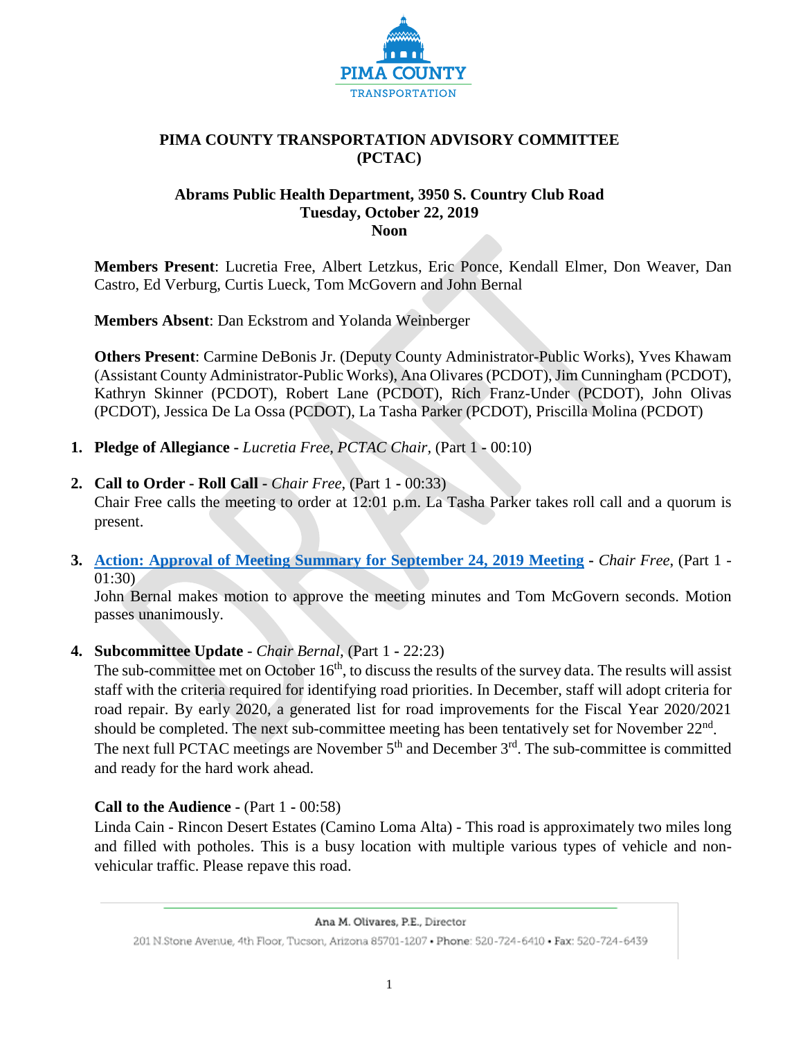PIMA COUNTY
TRANSPORTATION

# PIMA COUNTY TRANSPORTATION ADVISORY COMMITTEE (PCTAC)

**Abrams Public Health Department, 3950 S. Country Club Road**
**Tuesday, October 22, 2019**
**Noon**

**Members Present**: Lucretia Free, Albert Letzkus, Eric Ponce, Kendall Elmer, Don Weaver, Dan Castro, Ed Verburg, Curtis Lueck, Tom McGovern and John Bernal

**Members Absent**: Dan Eckstrom and Yolanda Weinberger

**Others Present**: Carmine DeBonis Jr. (Deputy County Administrator-Public Works), Yves Khawam (Assistant County Administrator-Public Works), Ana Olivares (PCDOT), Jim Cunningham (PCDOT), Kathryn Skinner (PCDOT), Robert Lane (PCDOT), Rich Franz-Under (PCDOT), John Olivas (PCDOT), Jessica De La Ossa (PCDOT), La Tasha Parker (PCDOT), Priscilla Molina (PCDOT)

1. **Pledge of Allegiance -** *Lucretia Free, PCTAC Chair*, (Part 1 - 00:10)

2. **Call to Order - Roll Call -** *Chair Free*, (Part 1 - 00:33)
   Chair Free calls the meeting to order at 12:01 p.m. La Tasha Parker takes roll call and a quorum is present.

3. **Action: Approval of Meeting Summary for September 24, 2019 Meeting -** *Chair Free*, (Part 1 - 01:30)
   John Bernal makes motion to approve the meeting minutes and Tom McGovern seconds. Motion passes unanimously.

4. **Subcommittee Update** - *Chair Bernal*, (Part 1 - 22:23)
   The sub-committee met on October 16th, to discuss the results of the survey data. The results will assist staff with the criteria required for identifying road priorities. In December, staff will adopt criteria for road repair. By early 2020, a generated list for road improvements for the Fiscal Year 2020/2021 should be completed. The next sub-committee meeting has been tentatively set for November 22nd. The next full PCTAC meetings are November 5th and December 3rd. The sub-committee is committed and ready for the hard work ahead.

   **Call to the Audience -** (Part 1 - 00:58)
   Linda Cain - Rincon Desert Estates (Camino Loma Alta) - This road is approximately two miles long and filled with potholes. This is a busy location with multiple various types of vehicle and non-vehicular traffic. Please repave this road.

Ana M. Olivares, P.E., Director
201 N.Stone Avenue, 4th Floor, Tucson, Arizona 85701-1207 • Phone: 520-724-6410 • Fax: 520-724-6439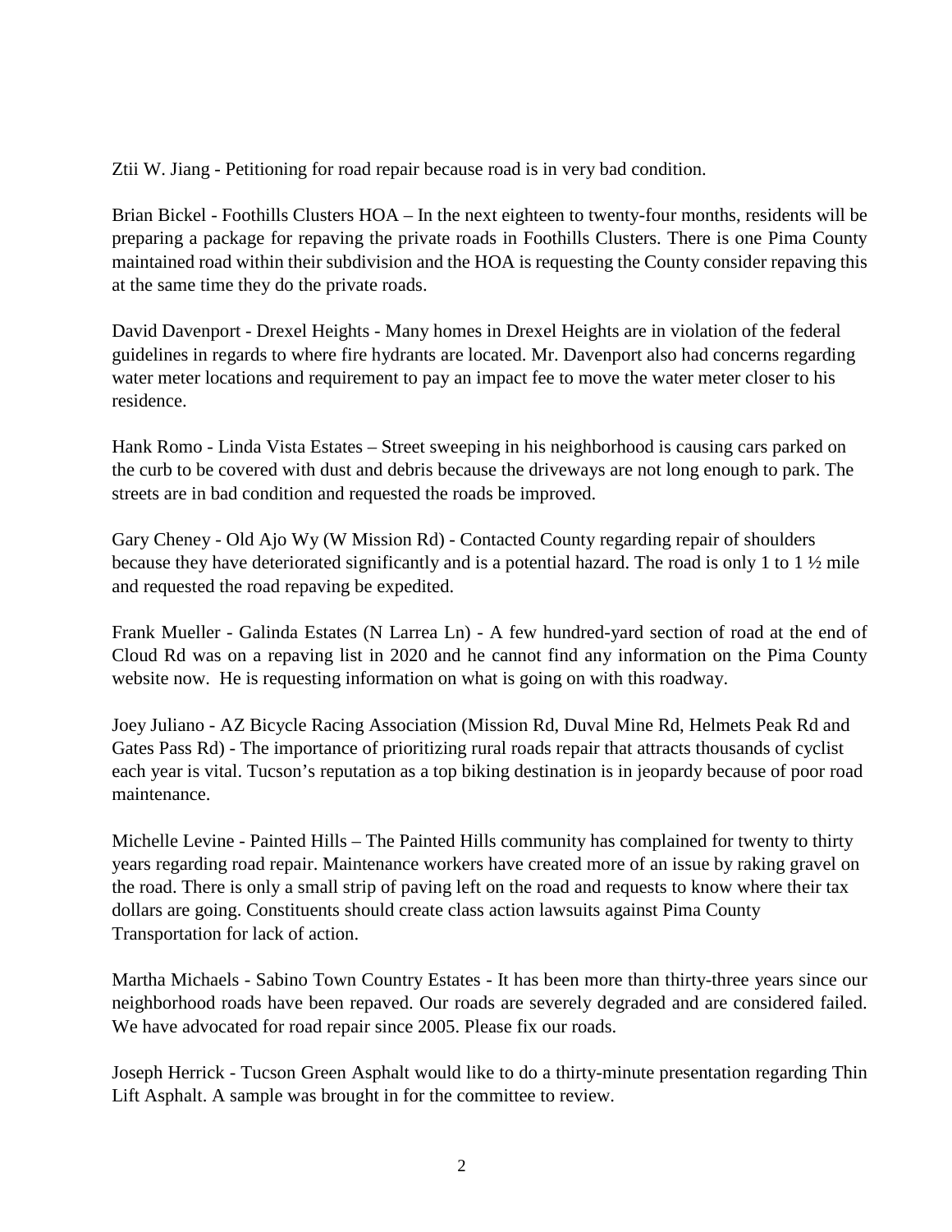Ztii W. Jiang - Petitioning for road repair because road is in very bad condition.

Brian Bickel - Foothills Clusters HOA – In the next eighteen to twenty-four months, residents will be preparing a package for repaving the private roads in Foothills Clusters. There is one Pima County maintained road within their subdivision and the HOA is requesting the County consider repaving this at the same time they do the private roads.

David Davenport - Drexel Heights - Many homes in Drexel Heights are in violation of the federal guidelines in regards to where fire hydrants are located. Mr. Davenport also had concerns regarding water meter locations and requirement to pay an impact fee to move the water meter closer to his residence.

Hank Romo - Linda Vista Estates – Street sweeping in his neighborhood is causing cars parked on the curb to be covered with dust and debris because the driveways are not long enough to park. The streets are in bad condition and requested the roads be improved.

Gary Cheney - Old Ajo Wy (W Mission Rd) - Contacted County regarding repair of shoulders because they have deteriorated significantly and is a potential hazard. The road is only 1 to 1 ½ mile and requested the road repaving be expedited.

Frank Mueller - Galinda Estates (N Larrea Ln) - A few hundred-yard section of road at the end of Cloud Rd was on a repaving list in 2020 and he cannot find any information on the Pima County website now. He is requesting information on what is going on with this roadway.

Joey Juliano - AZ Bicycle Racing Association (Mission Rd, Duval Mine Rd, Helmets Peak Rd and Gates Pass Rd) - The importance of prioritizing rural roads repair that attracts thousands of cyclist each year is vital. Tucson's reputation as a top biking destination is in jeopardy because of poor road maintenance.

Michelle Levine - Painted Hills – The Painted Hills community has complained for twenty to thirty years regarding road repair. Maintenance workers have created more of an issue by raking gravel on the road. There is only a small strip of paving left on the road and requests to know where their tax dollars are going. Constituents should create class action lawsuits against Pima County Transportation for lack of action.

Martha Michaels - Sabino Town Country Estates - It has been more than thirty-three years since our neighborhood roads have been repaved. Our roads are severely degraded and are considered failed. We have advocated for road repair since 2005. Please fix our roads.

Joseph Herrick - Tucson Green Asphalt would like to do a thirty-minute presentation regarding Thin Lift Asphalt. A sample was brought in for the committee to review.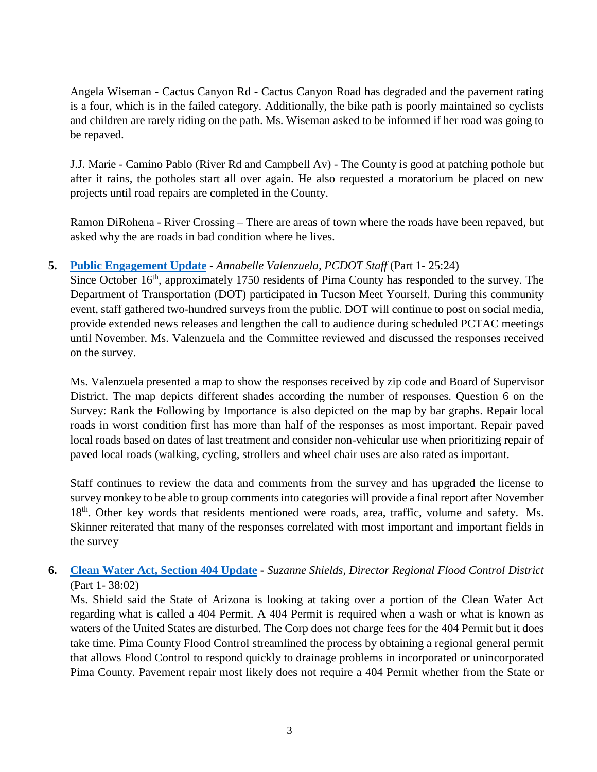Angela Wiseman - Cactus Canyon Rd - Cactus Canyon Road has degraded and the pavement rating is a four, which is in the failed category. Additionally, the bike path is poorly maintained so cyclists and children are rarely riding on the path. Ms. Wiseman asked to be informed if her road was going to be repaved.

J.J. Marie - Camino Pablo (River Rd and Campbell Av) - The County is good at patching pothole but after it rains, the potholes start all over again. He also requested a moratorium be placed on new projects until road repairs are completed in the County.

Ramon DiRohena - River Crossing – There are areas of town where the roads have been repaved, but asked why the are roads in bad condition where he lives.

**5. Public Engagement Update** - *Annabelle Valenzuela, PCDOT Staff* (Part 1- 25:24)

Since October 16th, approximately 1750 residents of Pima County has responded to the survey. The Department of Transportation (DOT) participated in Tucson Meet Yourself. During this community event, staff gathered two-hundred surveys from the public. DOT will continue to post on social media, provide extended news releases and lengthen the call to audience during scheduled PCTAC meetings until November. Ms. Valenzuela and the Committee reviewed and discussed the responses received on the survey.

Ms. Valenzuela presented a map to show the responses received by zip code and Board of Supervisor District. The map depicts different shades according the number of responses. Question 6 on the Survey: Rank the Following by Importance is also depicted on the map by bar graphs. Repair local roads in worst condition first has more than half of the responses as most important. Repair paved local roads based on dates of last treatment and consider non-vehicular use when prioritizing repair of paved local roads (walking, cycling, strollers and wheel chair uses are also rated as important.

Staff continues to review the data and comments from the survey and has upgraded the license to survey monkey to be able to group comments into categories will provide a final report after November 18th. Other key words that residents mentioned were roads, area, traffic, volume and safety. Ms. Skinner reiterated that many of the responses correlated with most important and important fields in the survey

**6. Clean Water Act, Section 404 Update** - *Suzanne Shields, Director Regional Flood Control District* (Part 1- 38:02)

Ms. Shield said the State of Arizona is looking at taking over a portion of the Clean Water Act regarding what is called a 404 Permit. A 404 Permit is required when a wash or what is known as waters of the United States are disturbed. The Corp does not charge fees for the 404 Permit but it does take time. Pima County Flood Control streamlined the process by obtaining a regional general permit that allows Flood Control to respond quickly to drainage problems in incorporated or unincorporated Pima County. Pavement repair most likely does not require a 404 Permit whether from the State or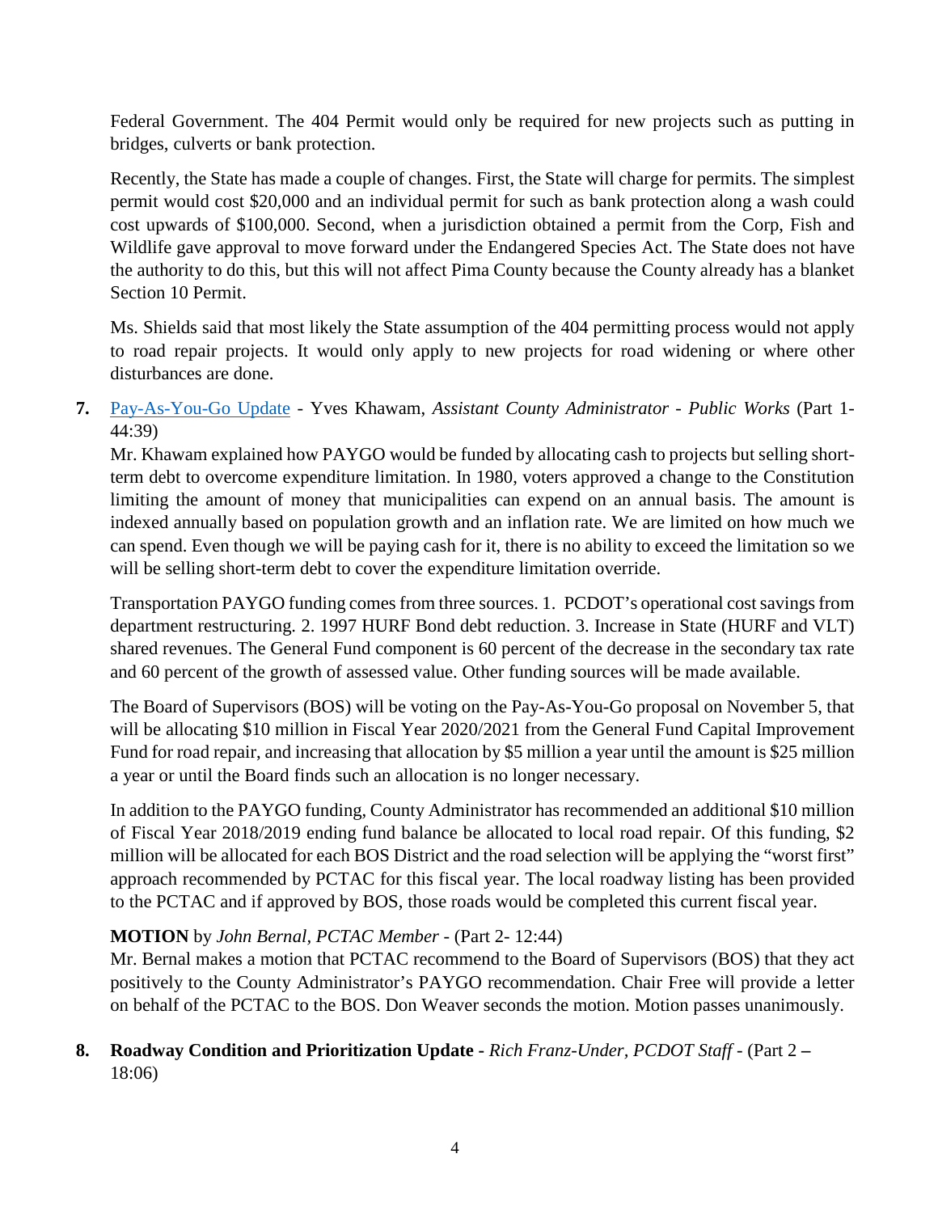Federal Government. The 404 Permit would only be required for new projects such as putting in bridges, culverts or bank protection.

Recently, the State has made a couple of changes. First, the State will charge for permits. The simplest permit would cost $20,000 and an individual permit for such as bank protection along a wash could cost upwards of $100,000. Second, when a jurisdiction obtained a permit from the Corp, Fish and Wildlife gave approval to move forward under the Endangered Species Act. The State does not have the authority to do this, but this will not affect Pima County because the County already has a blanket Section 10 Permit.

Ms. Shields said that most likely the State assumption of the 404 permitting process would not apply to road repair projects. It would only apply to new projects for road widening or where other disturbances are done.

**7.** Pay-As-You-Go Update - Yves Khawam, *Assistant County Administrator - Public Works* (Part 1- 44:39)

Mr. Khawam explained how PAYGO would be funded by allocating cash to projects but selling short-term debt to overcome expenditure limitation. In 1980, voters approved a change to the Constitution limiting the amount of money that municipalities can expend on an annual basis. The amount is indexed annually based on population growth and an inflation rate. We are limited on how much we can spend. Even though we will be paying cash for it, there is no ability to exceed the limitation so we will be selling short-term debt to cover the expenditure limitation override.

Transportation PAYGO funding comes from three sources. 1. PCDOT's operational cost savings from department restructuring. 2. 1997 HURF Bond debt reduction. 3. Increase in State (HURF and VLT) shared revenues. The General Fund component is 60 percent of the decrease in the secondary tax rate and 60 percent of the growth of assessed value. Other funding sources will be made available.

The Board of Supervisors (BOS) will be voting on the Pay-As-You-Go proposal on November 5, that will be allocating $10 million in Fiscal Year 2020/2021 from the General Fund Capital Improvement Fund for road repair, and increasing that allocation by $5 million a year until the amount is $25 million a year or until the Board finds such an allocation is no longer necessary.

In addition to the PAYGO funding, County Administrator has recommended an additional $10 million of Fiscal Year 2018/2019 ending fund balance be allocated to local road repair. Of this funding, $2 million will be allocated for each BOS District and the road selection will be applying the "worst first" approach recommended by PCTAC for this fiscal year. The local roadway listing has been provided to the PCTAC and if approved by BOS, those roads would be completed this current fiscal year.

**MOTION** by *John Bernal, PCTAC Member* - (Part 2- 12:44)

Mr. Bernal makes a motion that PCTAC recommend to the Board of Supervisors (BOS) that they act positively to the County Administrator's PAYGO recommendation. Chair Free will provide a letter on behalf of the PCTAC to the BOS. Don Weaver seconds the motion. Motion passes unanimously.

**8. Roadway Condition and Prioritization Update -** *Rich Franz-Under, PCDOT Staff* - (Part 2 **–** 18:06)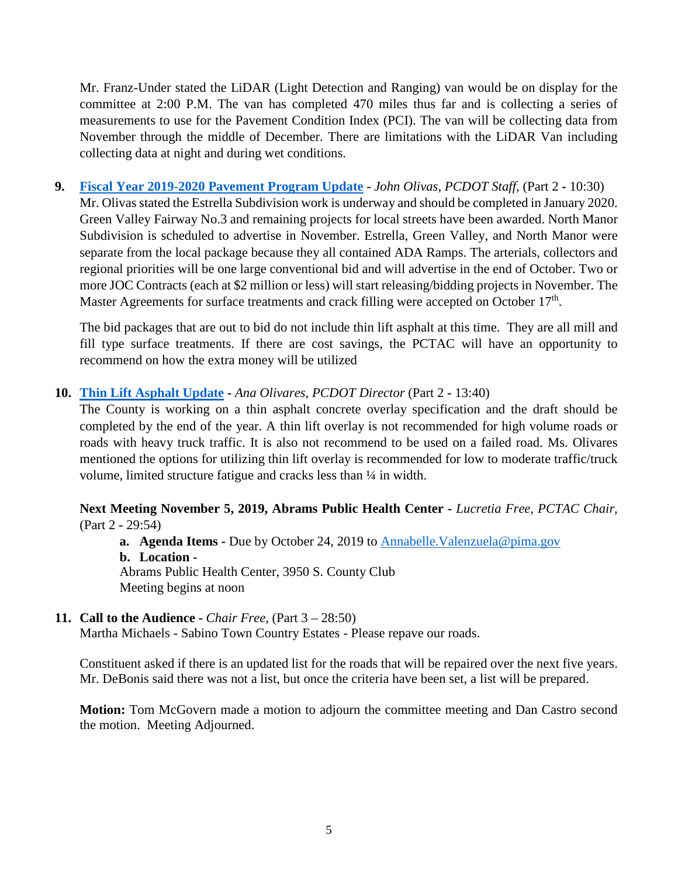Mr. Franz-Under stated the LiDAR (Light Detection and Ranging) van would be on display for the committee at 2:00 P.M. The van has completed 470 miles thus far and is collecting a series of measurements to use for the Pavement Condition Index (PCI). The van will be collecting data from November through the middle of December. There are limitations with the LiDAR Van including collecting data at night and during wet conditions.

**9. Fiscal Year 2019-2020 Pavement Program Update** - *John Olivas, PCDOT Staff,* (Part 2 - 10:30)
Mr. Olivas stated the Estrella Subdivision work is underway and should be completed in January 2020. Green Valley Fairway No.3 and remaining projects for local streets have been awarded. North Manor Subdivision is scheduled to advertise in November. Estrella, Green Valley, and North Manor were separate from the local package because they all contained ADA Ramps. The arterials, collectors and regional priorities will be one large conventional bid and will advertise in the end of October. Two or more JOC Contracts (each at $2 million or less) will start releasing/bidding projects in November. The Master Agreements for surface treatments and crack filling were accepted on October 17th.

The bid packages that are out to bid do not include thin lift asphalt at this time. They are all mill and fill type surface treatments. If there are cost savings, the PCTAC will have an opportunity to recommend on how the extra money will be utilized

**10. Thin Lift Asphalt Update** - *Ana Olivares, PCDOT Director* (Part 2 - 13:40)
The County is working on a thin asphalt concrete overlay specification and the draft should be completed by the end of the year. A thin lift overlay is not recommended for high volume roads or roads with heavy truck traffic. It is also not recommend to be used on a failed road. Ms. Olivares mentioned the options for utilizing thin lift overlay is recommended for low to moderate traffic/truck volume, limited structure fatigue and cracks less than ¼ in width.

**Next Meeting November 5, 2019, Abrams Public Health Center** - *Lucretia Free, PCTAC Chair,* (Part 2 - 29:54)

**a. Agenda Items** - Due by October 24, 2019 to Annabelle.Valenzuela@pima.gov
**b. Location** -
Abrams Public Health Center, 3950 S. County Club
Meeting begins at noon

**11. Call to the Audience** - *Chair Free,* (Part 3 – 28:50)
Martha Michaels - Sabino Town Country Estates - Please repave our roads.

Constituent asked if there is an updated list for the roads that will be repaired over the next five years. Mr. DeBonis said there was not a list, but once the criteria have been set, a list will be prepared.

**Motion:** Tom McGovern made a motion to adjourn the committee meeting and Dan Castro second the motion. Meeting Adjourned.